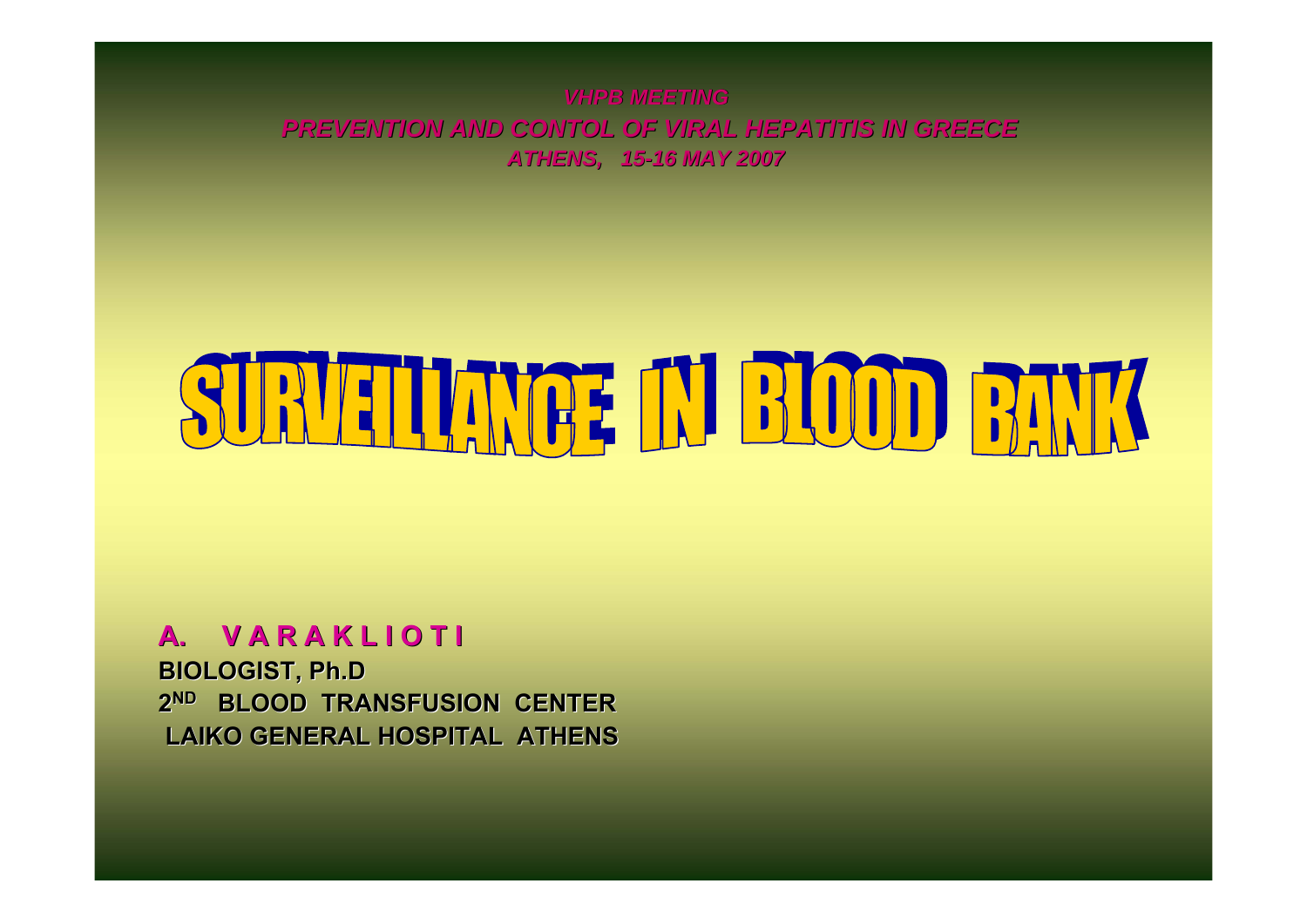*VHPB MEETING*

*PREVENTION AND CONTOL OF VIRAL HEPATITIS IN GREECE*

*ATHENS, 15-16 MAY 2007*

# SURVEILLANCE IN BLOOD BANK

**A. V A R A K L I O T I**

**BIOLOGIST, Ph.D**

**2ND BLOOD TRANSFUSION CENTER**

**LAIKO GENERAL HOSPITAL ATHENS**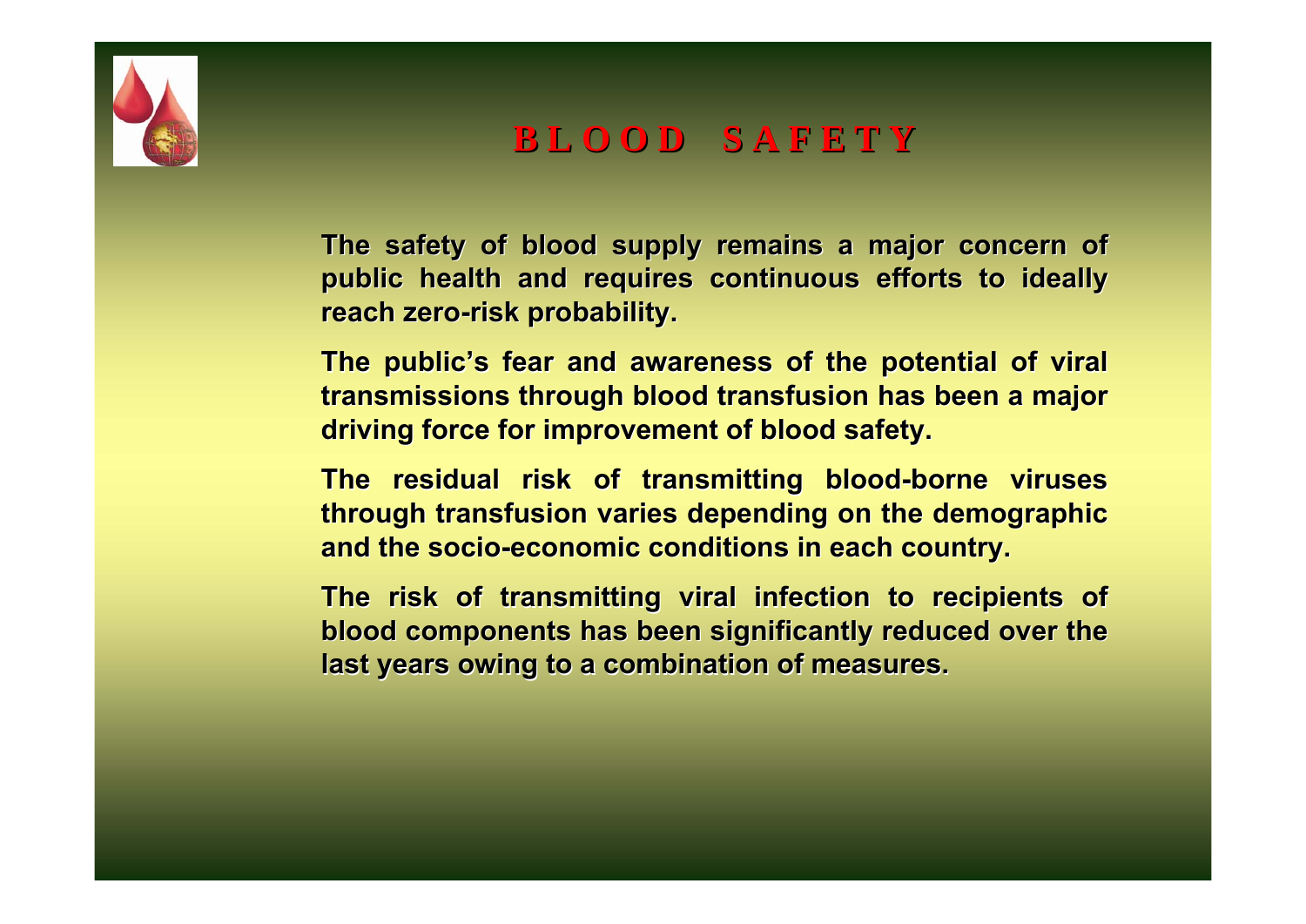# BLOOD SAFETY

The safety of blood supply remains a major concern of public health and requires continuous efforts to ideally reach zero-risk probability.

The public's fear and awareness of the potential of viral transmissions through blood transfusion has been a major driving force for improvement of blood safety.

The residual risk of transmitting blood-borne viruses through transfusion varies depending on the demographic and the socio-economic conditions in each country.

The risk of transmitting viral infection to recipients of blood components has been significantly reduced over the last years owing to a combination of measures.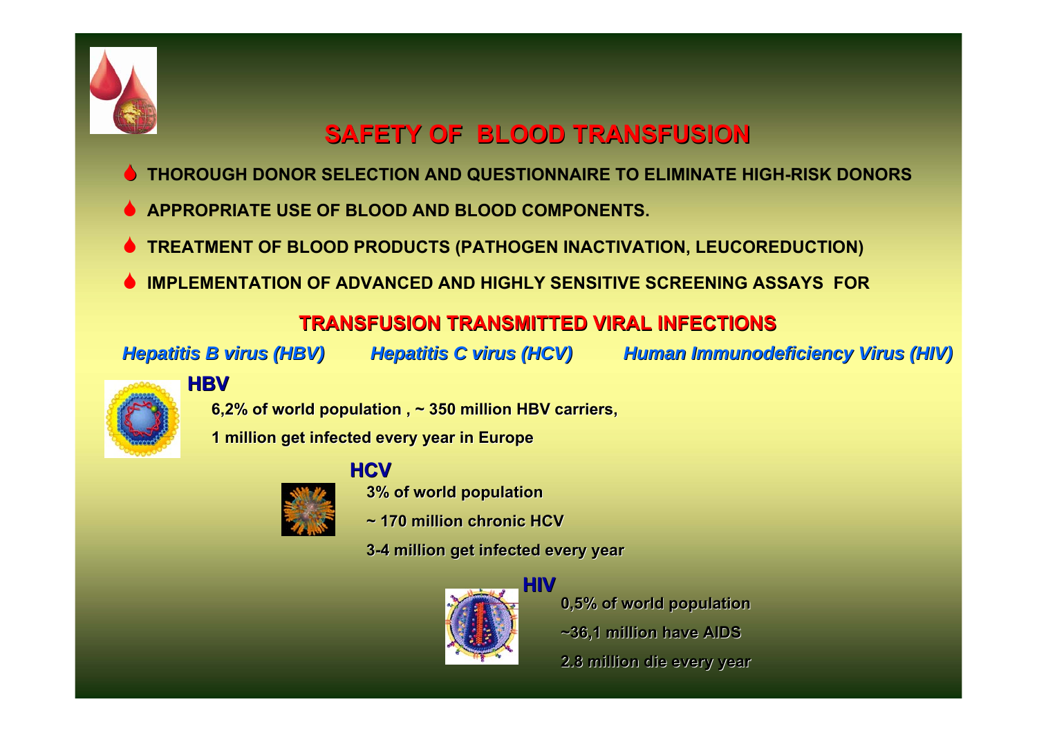# SAFETY OF BLOOD TRANSFUSION

- THOROUGH DONOR SELECTION AND QUESTIONNAIRE TO ELIMINATE HIGH-RISK DONORS
- APPROPRIATE USE OF BLOOD AND BLOOD COMPONENTS.
- TREATMENT OF BLOOD PRODUCTS (PATHOGEN INACTIVATION, LEUCOREDUCTION)
- IMPLEMENTATION OF ADVANCED AND HIGHLY SENSITIVE SCREENING ASSAYS FOR

## TRANSFUSION TRANSMITTED VIRAL INFECTIONS

*Hepatitis B virus (HBV)* *Hepatitis C virus (HCV)* *Human Immunodeficiency Virus (HIV)*

### HBV

**6,2% of world population , ~ 350 million HBV carriers,**

**1 million get infected every year in Europe**

### HCV

**3% of world population**

**~ 170 million chronic HCV**

**3-4 million get infected every year**

### HIV

**0,5% of world population**

**~36,1 million have AIDS**

**2.8 million die every year**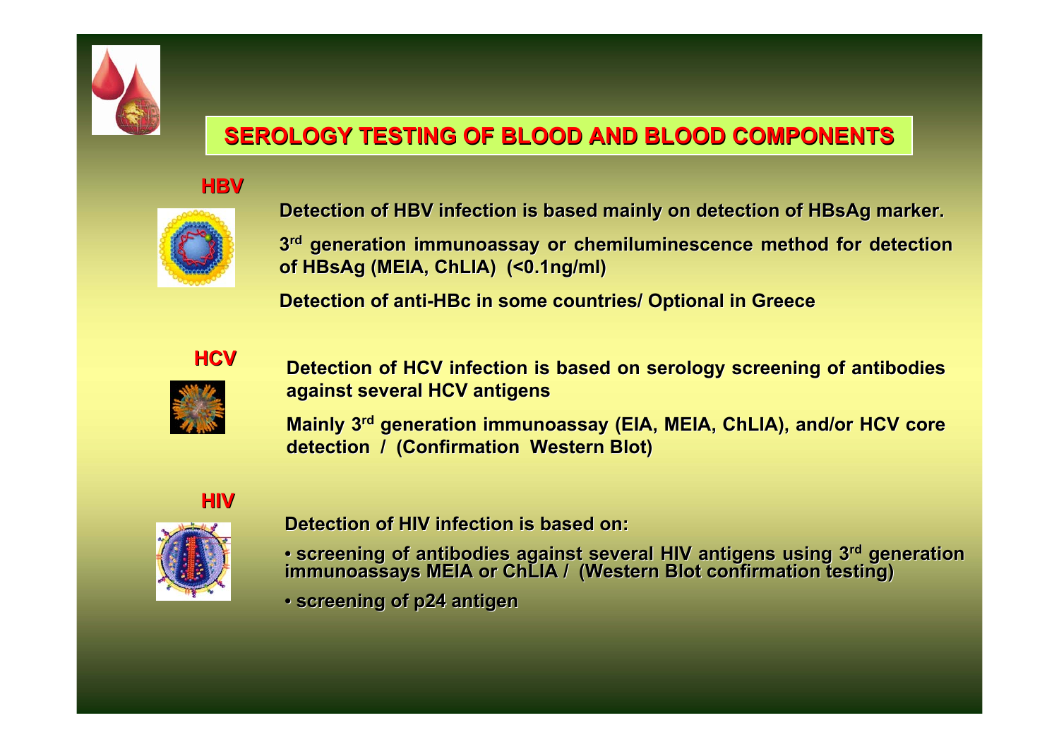# SEROLOGY TESTING OF BLOOD AND BLOOD COMPONENTS

## HBV

Detection of HBV infection is based mainly on detection of HBsAg marker.

3rd generation immunoassay or chemiluminescence method for detection of HBsAg (MEIA, ChLIA) (<0.1ng/ml)

Detection of anti-HBc in some countries/ Optional in Greece

## HCV

Detection of HCV infection is based on serology screening of antibodies against several HCV antigens

Mainly 3rd generation immunoassay (EIA, MEIA, ChLIA), and/or HCV core detection / (Confirmation Western Blot)

## HIV

Detection of HIV infection is based on:

- screening of antibodies against several HIV antigens using 3rd generation immunoassays MEIA or ChLIA / (Western Blot confirmation testing)
- screening of p24 antigen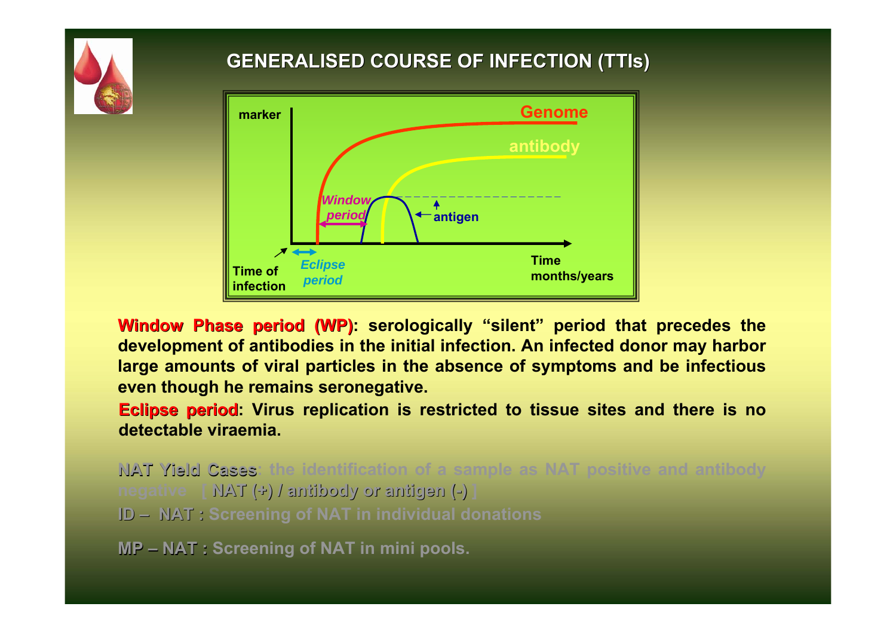# GENERALISED COURSE OF INFECTION (TTIs)

marker

Genome

antibody

Window period

antigen

Time of infection

Eclipse period

Time months/years

**Window Phase period (WP)**: serologically "silent" period that precedes the development of antibodies in the initial infection. An infected donor may harbor large amounts of viral particles in the absence of symptoms and be infectious even though he remains seronegative.

**Eclipse period**: Virus replication is restricted to tissue sites and there is no detectable viraemia.

**NAT Yield Cases**: the identification of a sample as NAT positive and antibody negative [ NAT (+) / antibody or antigen (-) ]

**ID – NAT** : Screening of NAT in individual donations

**MP – NAT** : Screening of NAT in mini pools.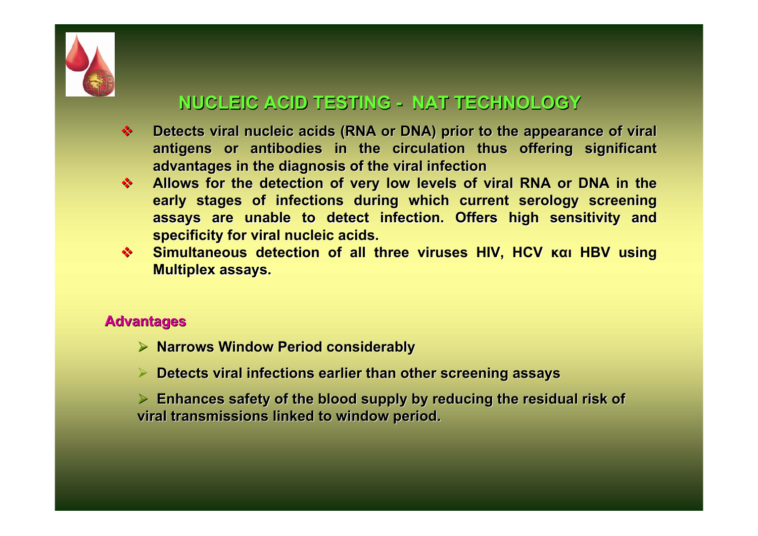# NUCLEIC ACID TESTING - NAT TECHNOLOGY

- Detects viral nucleic acids (RNA or DNA) prior to the appearance of viral antigens or antibodies in the circulation thus offering significant advantages in the diagnosis of the viral infection
- Allows for the detection of very low levels of viral RNA or DNA in the early stages of infections during which current serology screening assays are unable to detect infection. Offers high sensitivity and specificity for viral nucleic acids.
- Simultaneous detection of all three viruses HIV, HCV και HBV using Multiplex assays.

## Advantages

- Narrows Window Period considerably
- Detects viral infections earlier than other screening assays
- Enhances safety of the blood supply by reducing the residual risk of viral transmissions linked to window period.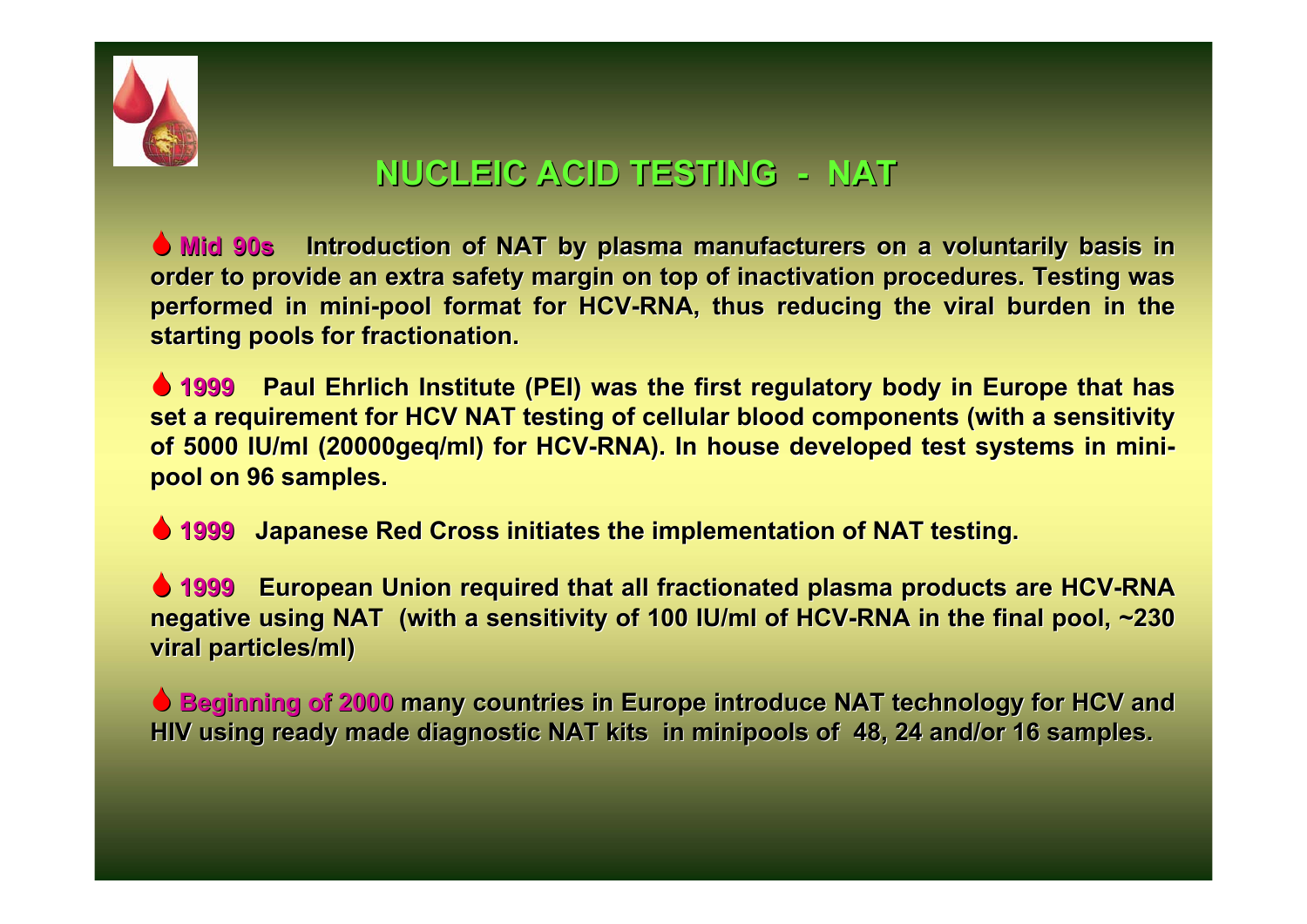# NUCLEIC ACID TESTING - NAT

- **Mid 90s** Introduction of NAT by plasma manufacturers on a voluntarily basis in order to provide an extra safety margin on top of inactivation procedures. Testing was performed in mini-pool format for HCV-RNA, thus reducing the viral burden in the starting pools for fractionation.

- **1999** Paul Ehrlich Institute (PEI) was the first regulatory body in Europe that has set a requirement for HCV NAT testing of cellular blood components (with a sensitivity of 5000 IU/ml (20000geq/ml) for HCV-RNA). In house developed test systems in mini-pool on 96 samples.

- **1999** Japanese Red Cross initiates the implementation of NAT testing.

- **1999** European Union required that all fractionated plasma products are HCV-RNA negative using NAT (with a sensitivity of 100 IU/ml of HCV-RNA in the final pool, ~230 viral particles/ml)

- **Beginning of 2000** many countries in Europe introduce NAT technology for HCV and HIV using ready made diagnostic NAT kits in minipools of 48, 24 and/or 16 samples.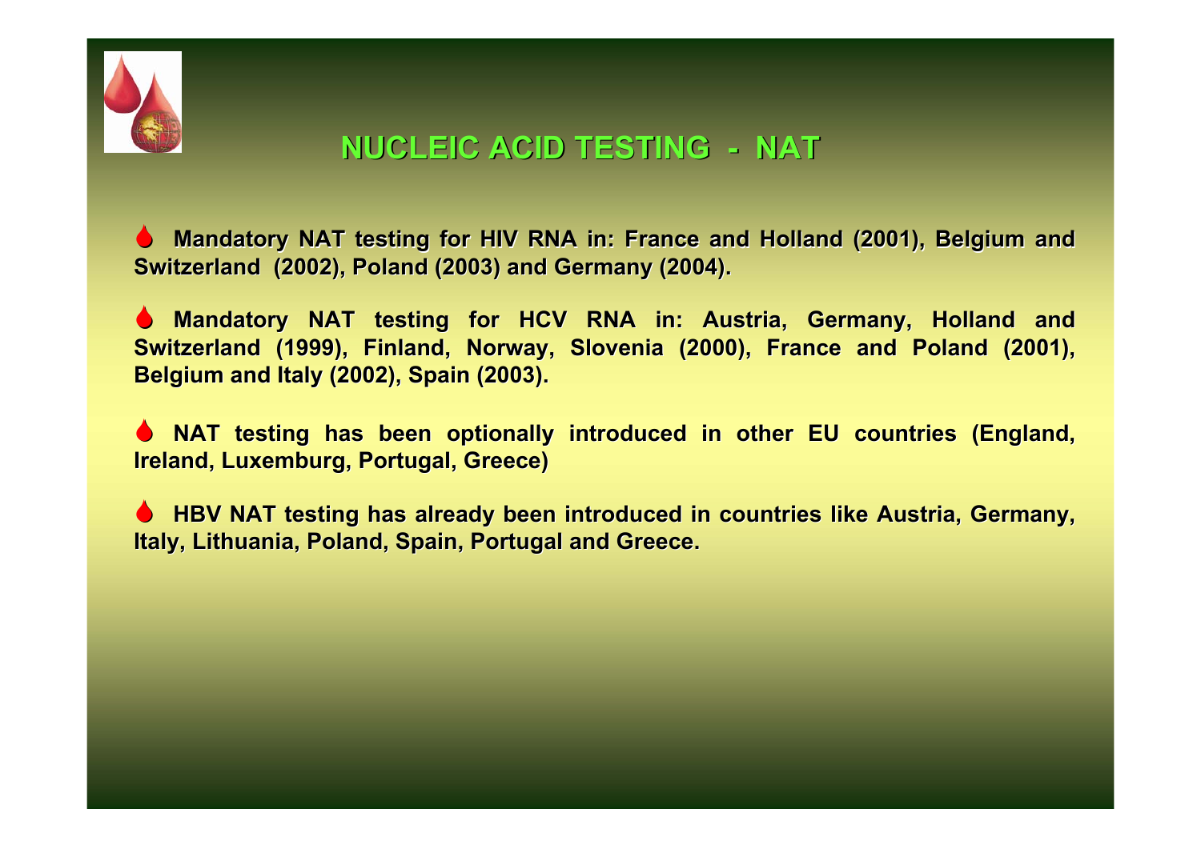# NUCLEIC ACID TESTING - NAT

- **Mandatory NAT testing for HIV RNA in: France and Holland (2001), Belgium and Switzerland (2002), Poland (2003) and Germany (2004).**

- **Mandatory NAT testing for HCV RNA in: Austria, Germany, Holland and Switzerland (1999), Finland, Norway, Slovenia (2000), France and Poland (2001), Belgium and Italy (2002), Spain (2003).**

- **NAT testing has been optionally introduced in other EU countries (England, Ireland, Luxemburg, Portugal, Greece)**

- **HBV NAT testing has already been introduced in countries like Austria, Germany, Italy, Lithuania, Poland, Spain, Portugal and Greece.**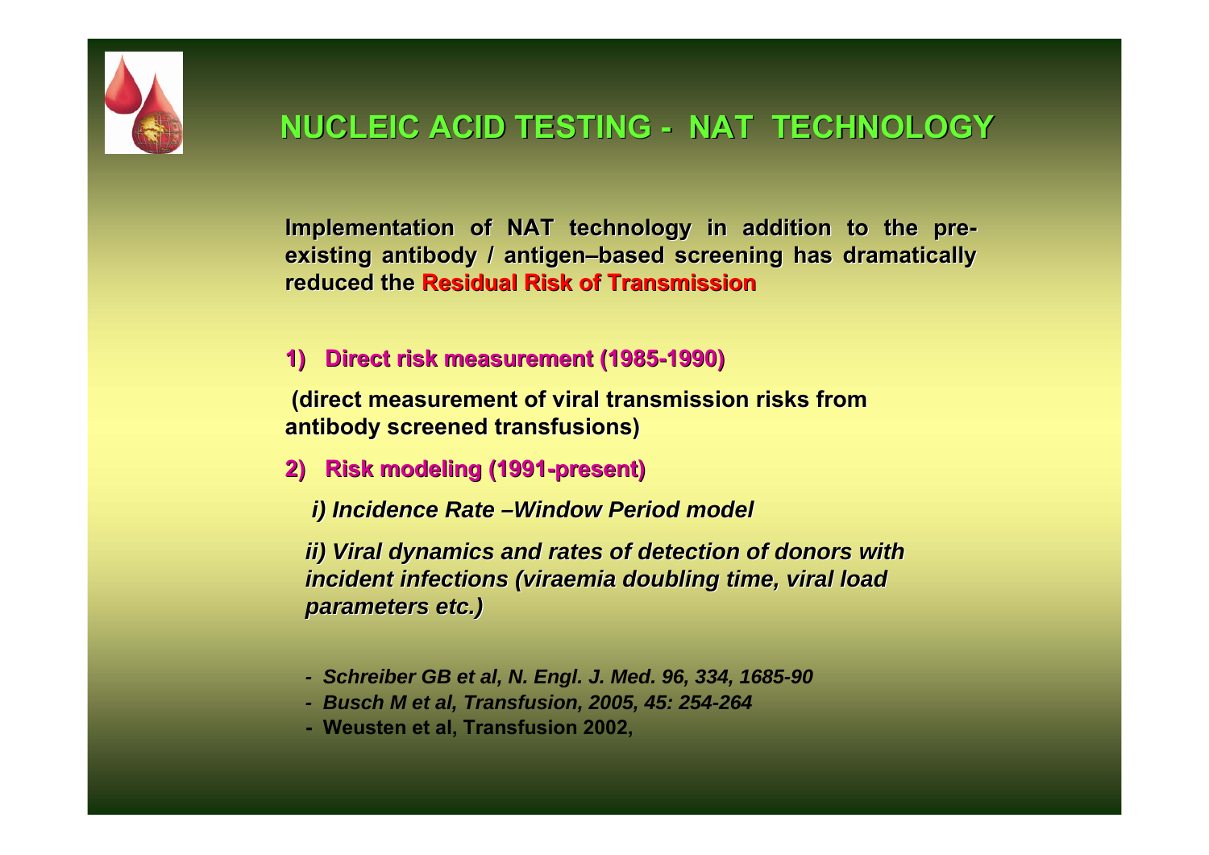# NUCLEIC ACID TESTING - NAT TECHNOLOGY

**Implementation of NAT technology in addition to the pre-existing antibody / antigen–based screening has dramatically reduced the Residual Risk of Transmission**

**1) Direct risk measurement (1985-1990)**

**(direct measurement of viral transmission risks from antibody screened transfusions)**

**2) Risk modeling (1991-present)**

***i) Incidence Rate –Window Period model***

***ii) Viral dynamics and rates of detection of donors with incident infections (viraemia doubling time, viral load parameters etc.)***

- ***Schreiber GB et al, N. Engl. J. Med. 96, 334, 1685-90***
- ***Busch M et al, Transfusion, 2005, 45: 254-264***
- **Weusten et al, Transfusion 2002,**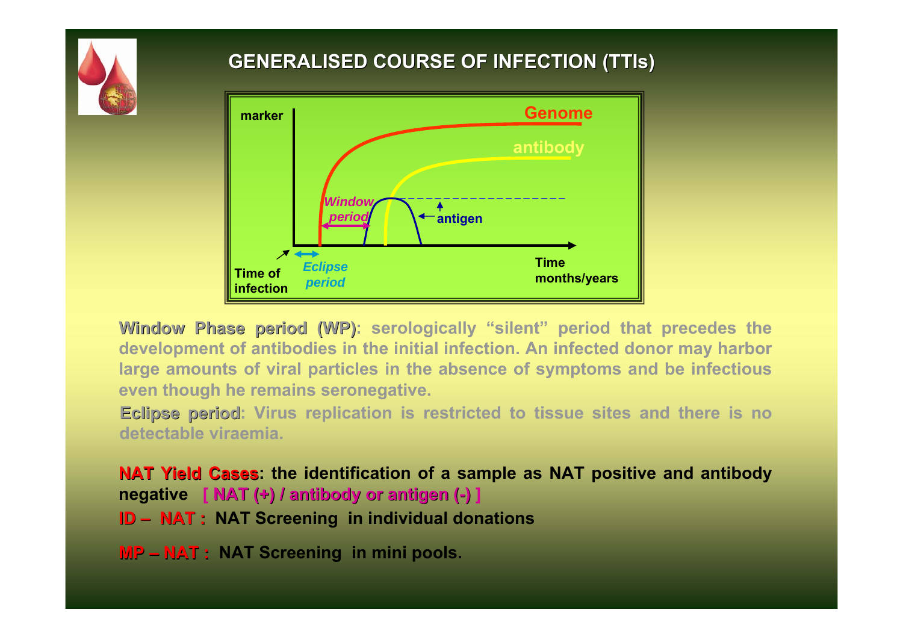# GENERALISED COURSE OF INFECTION (TTIs)

**Window Phase period (WP)**: serologically "silent" period that precedes the development of antibodies in the initial infection. An infected donor may harbor large amounts of viral particles in the absence of symptoms and be infectious even though he remains seronegative.

**Eclipse period**: Virus replication is restricted to tissue sites and there is no detectable viraemia.

**NAT Yield Cases**: the identification of a sample as NAT positive and antibody negative **[ NAT (+) / antibody or antigen (-) ]**

**ID – NAT :** NAT Screening in individual donations

**MP – NAT :** NAT Screening in mini pools.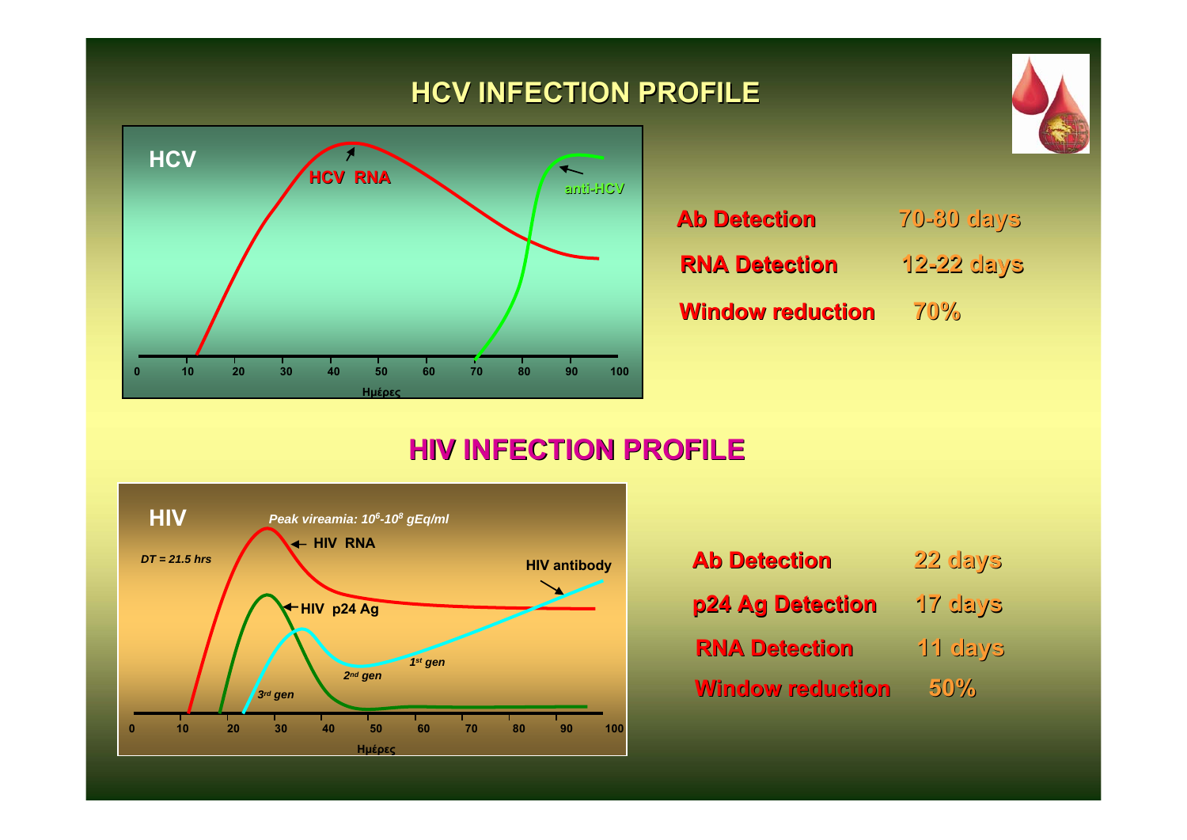## HCV INFECTION PROFILE

HCV

HCV RNA

anti-HCV

0 10 20 30 40 50 60 70 80 90 100

Ημέρες

| | |
|---|---|
| **Ab Detection** | **70-80 days** |
| **RNA Detection** | **12-22 days** |
| **Window reduction** | **70%** |

## HIV INFECTION PROFILE

HIV

*Peak vireamia: $10^6$-$10^8$ gEq/ml*

*DT = 21.5 hrs*

HIV RNA

HIV p24 Ag

HIV antibody

*1st gen*

*2nd gen*

*3rd gen*

0 10 20 30 40 50 60 70 80 90 100

Ημέρες

| | |
|---|---|
| **Ab Detection** | **22 days** |
| **p24 Ag Detection** | **17 days** |
| **RNA Detection** | **11 days** |
| **Window reduction** | **50%** |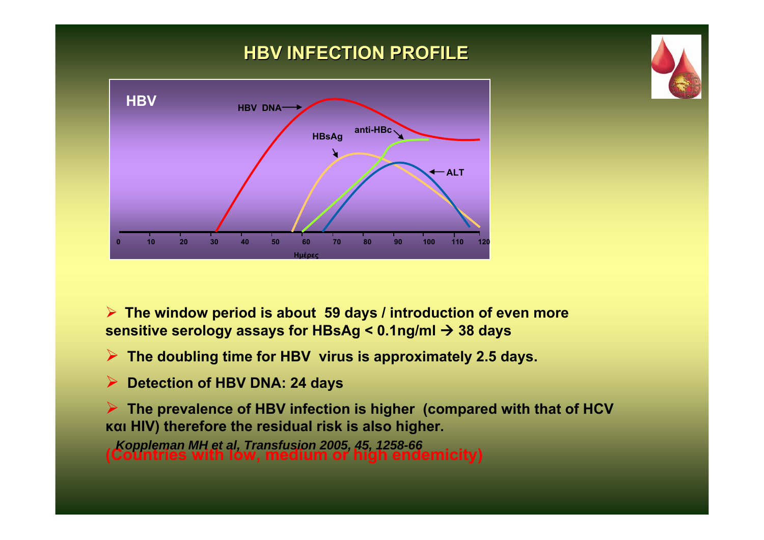# HBV INFECTION PROFILE

- The window period is about 59 days / introduction of even more sensitive serology assays for HBsAg < 0.1ng/ml → 38 days
- The doubling time for HBV virus is approximately 2.5 days.
- Detection of HBV DNA: 24 days
- The prevalence of HBV infection is higher (compared with that of HCV και HIV) therefore the residual risk is also higher.

*Koppleman MH et al, Transfusion 2005, 45, 1258-66*

**(Countries with low, medium or high endemicity)**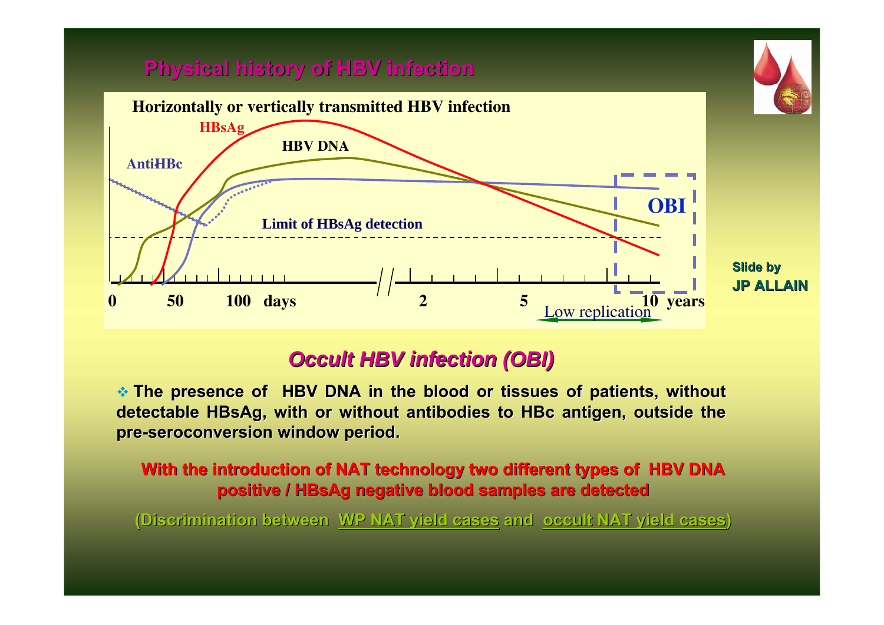## Physical history of HBV infection

**Horizontally or vertically transmitted HBV infection**

HBsAg

HBV DNA

AntiHBc

OBI

Limit of HBsAg detection

0 50 100 days 2 5 10 years

Low replication

**Slide by JP ALLAIN**

## *Occult HBV infection (OBI)*

- **The presence of HBV DNA in the blood or tissues of patients, without detectable HBsAg, with or without antibodies to HBc antigen, outside the pre-seroconversion window period.**

**With the introduction of NAT technology two different types of HBV DNA positive / HBsAg negative blood samples are detected**

**(Discrimination between WP NAT yield cases and occult NAT yield cases)**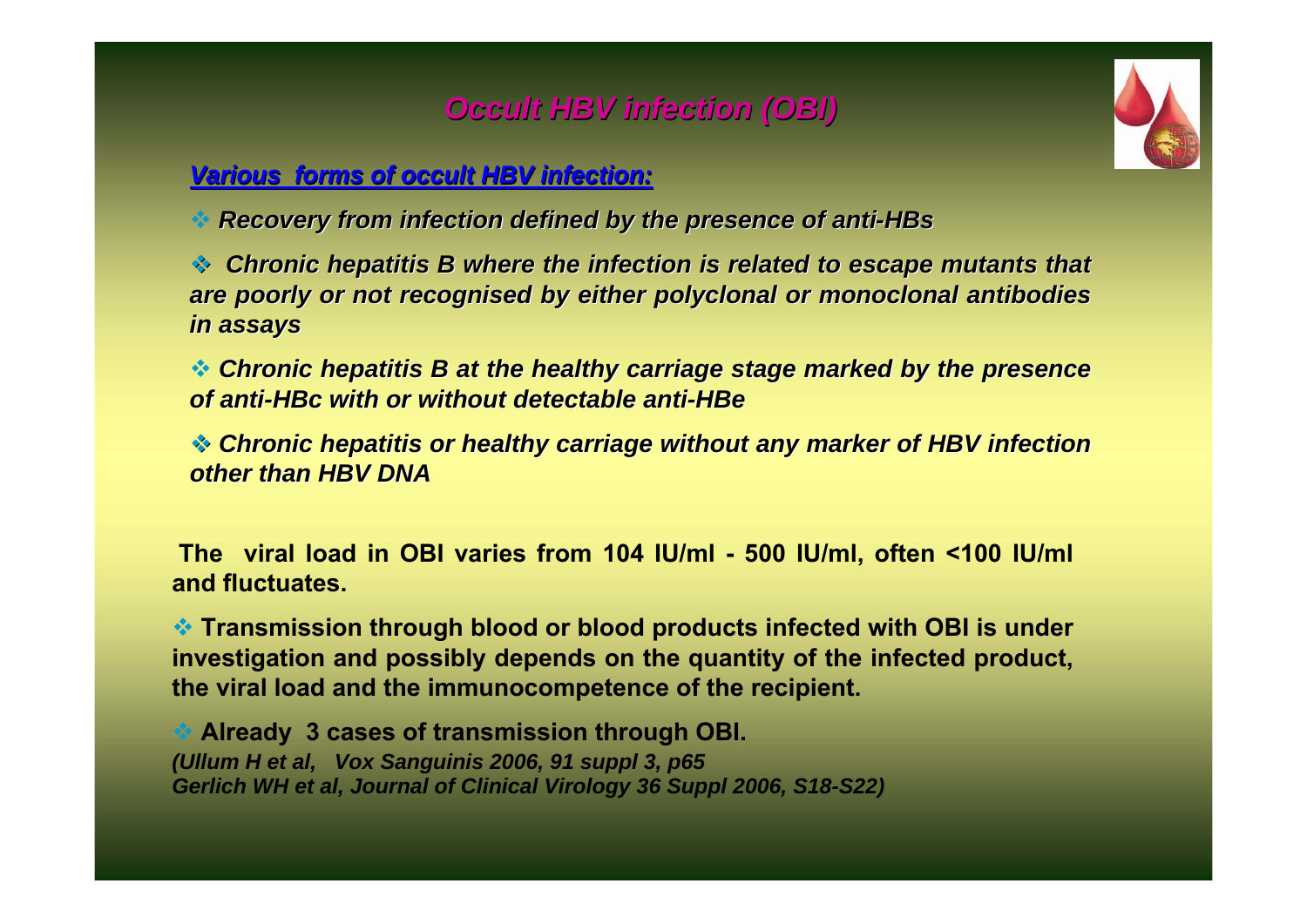# *Occult HBV infection (OBI)*

***Various forms of occult HBV infection:***

- ***Recovery from infection defined by the presence of anti-HBs***
- ***Chronic hepatitis B where the infection is related to escape mutants that are poorly or not recognised by either polyclonal or monoclonal antibodies in assays***
- ***Chronic hepatitis B at the healthy carriage stage marked by the presence of anti-HBc with or without detectable anti-HBe***
- ***Chronic hepatitis or healthy carriage without any marker of HBV infection other than HBV DNA***

**The viral load in OBI varies from 104 IU/ml - 500 IU/ml, often <100 IU/ml and fluctuates.**

- **Transmission through blood or blood products infected with OBI is under investigation and possibly depends on the quantity of the infected product, the viral load and the immunocompetence of the recipient.**
- **Already 3 cases of transmission through OBI.**

***(Ullum H et al, Vox Sanguinis 2006, 91 suppl 3, p65***
***Gerlich WH et al, Journal of Clinical Virology 36 Suppl 2006, S18-S22)***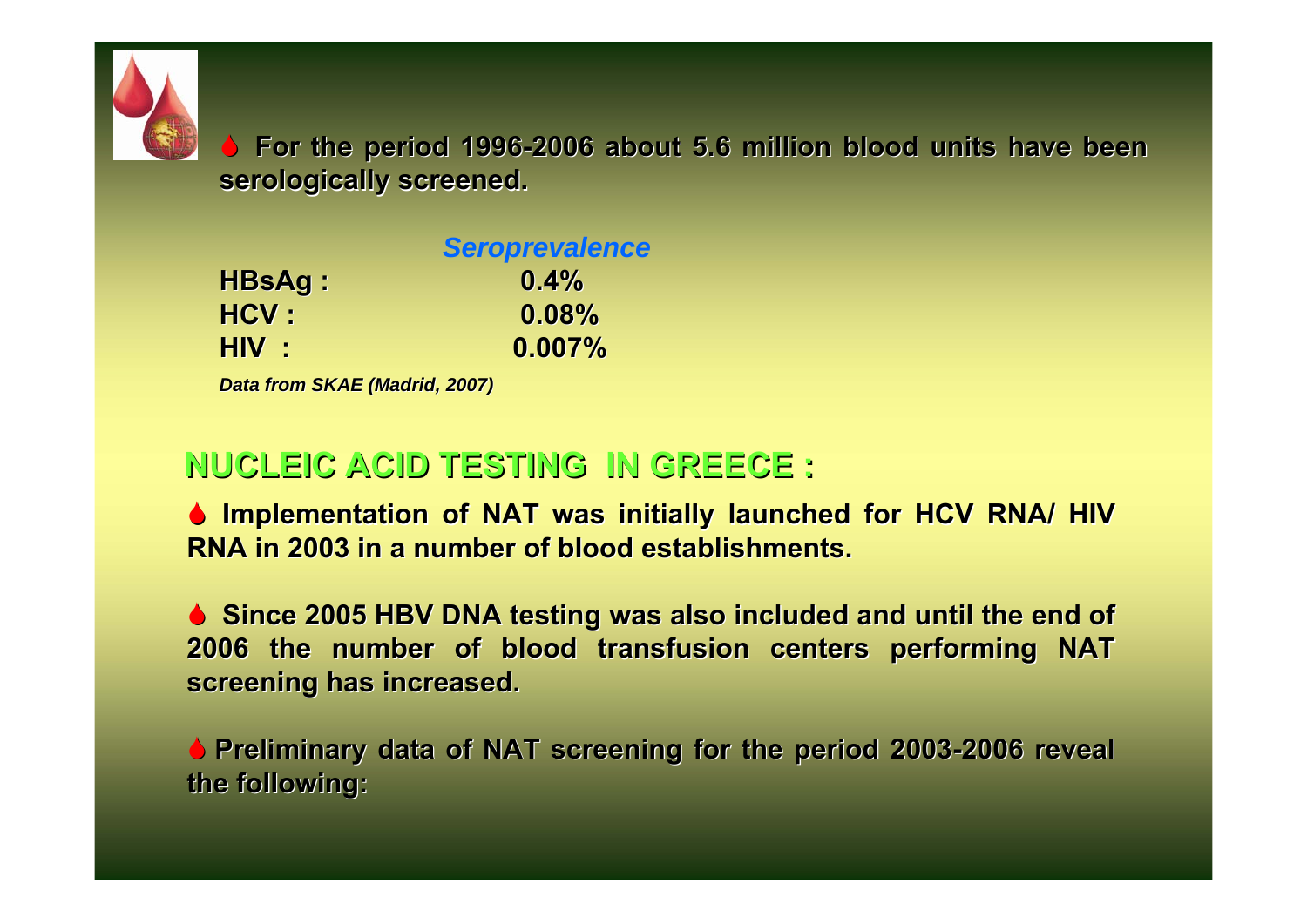- **For the period 1996-2006 about 5.6 million blood units have been serologically screened.**

| | *Seroprevalence* |
|---|---|
| **HBsAg :** | **0.4%** |
| **HCV :** | **0.08%** |
| **HIV :** | **0.007%** |

***Data from SKAE (Madrid, 2007)***

## NUCLEIC ACID TESTING IN GREECE :

- **Implementation of NAT was initially launched for HCV RNA/ HIV RNA in 2003 in a number of blood establishments.**

- **Since 2005 HBV DNA testing was also included and until the end of 2006 the number of blood transfusion centers performing NAT screening has increased.**

- **Preliminary data of NAT screening for the period 2003-2006 reveal the following:**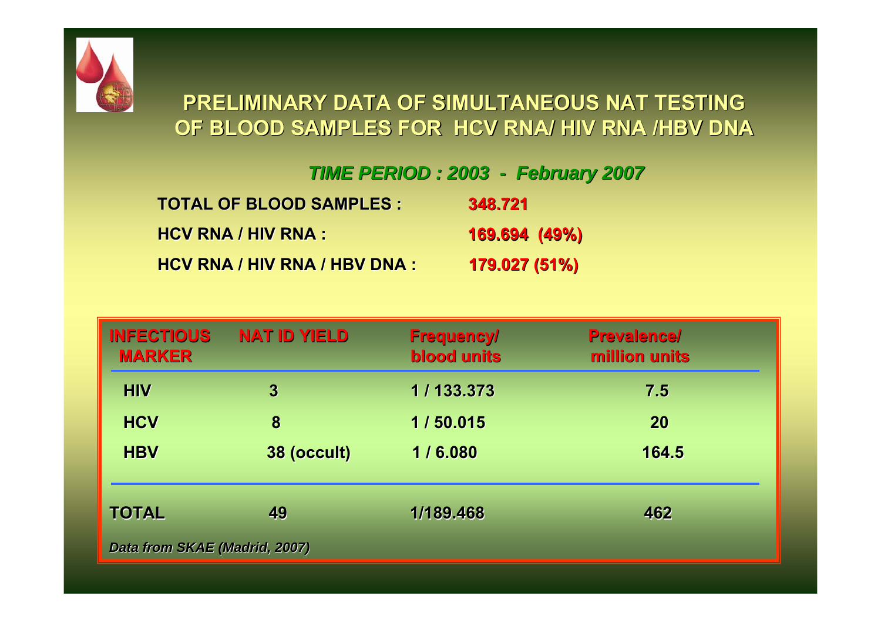# PRELIMINARY DATA OF SIMULTANEOUS NAT TESTING OF BLOOD SAMPLES FOR HCV RNA/ HIV RNA /HBV DNA

***TIME PERIOD : 2003 - February 2007***

**TOTAL OF BLOOD SAMPLES :** **348.721**

**HCV RNA / HIV RNA :** **169.694 (49%)**

**HCV RNA / HIV RNA / HBV DNA :** **179.027 (51%)**

| INFECTIOUS MARKER | NAT ID YIELD | Frequency/ blood units | Prevalence/ million units |
|---|---|---|---|
| HIV | 3 | 1 / 133.373 | 7.5 |
| HCV | 8 | 1 / 50.015 | 20 |
| HBV | 38 (occult) | 1 / 6.080 | 164.5 |
| TOTAL | 49 | 1/189.468 | 462 |

*Data from SKAE (Madrid, 2007)*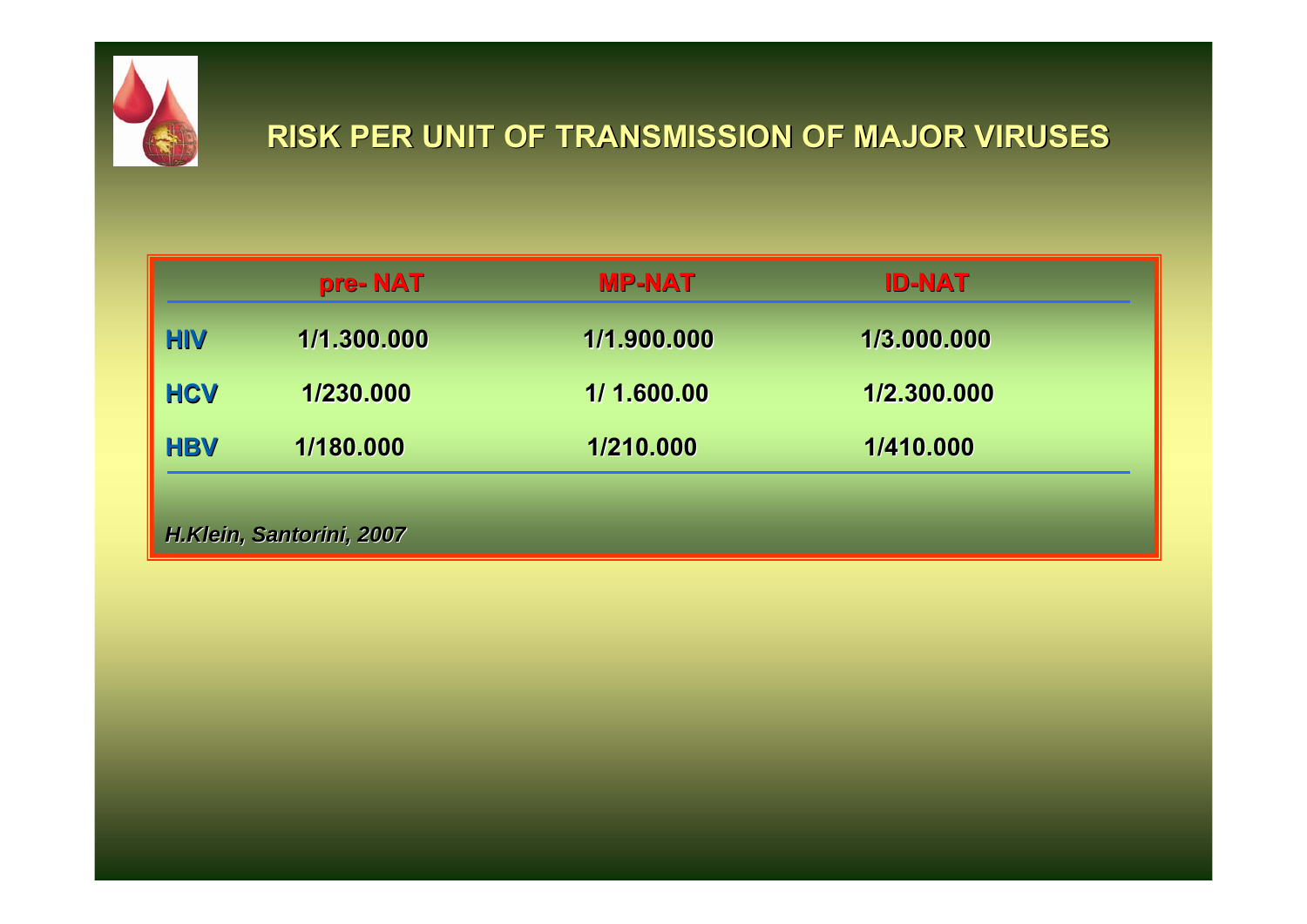# RISK PER UNIT OF TRANSMISSION OF MAJOR VIRUSES

| | pre- NAT | MP-NAT | ID-NAT |
|---|---|---|---|
| HIV | 1/1.300.000 | 1/1.900.000 | 1/3.000.000 |
| HCV | 1/230.000 | 1/ 1.600.00 | 1/2.300.000 |
| HBV | 1/180.000 | 1/210.000 | 1/410.000 |

*H.Klein, Santorini, 2007*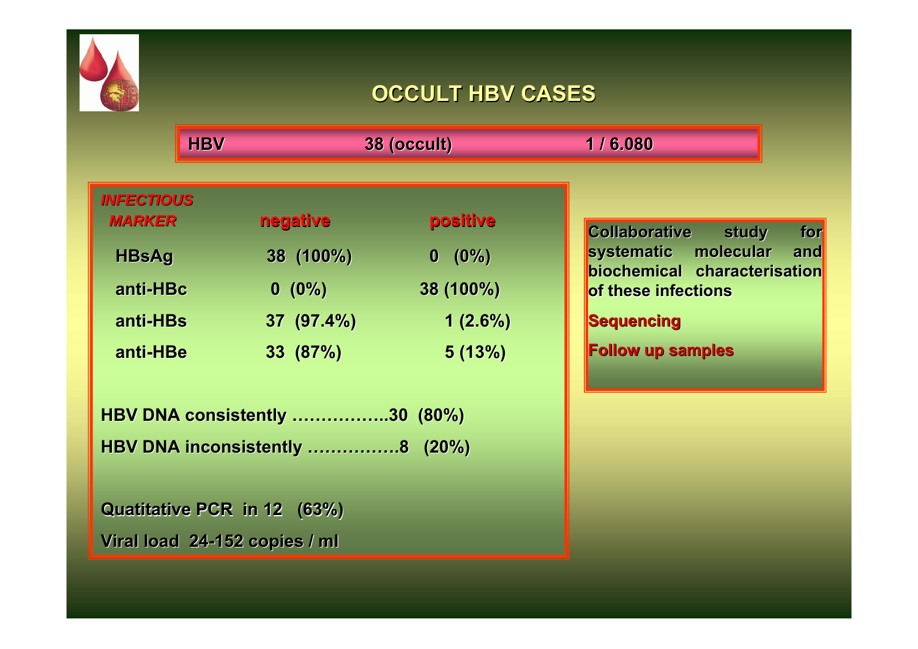# OCCULT HBV CASES

| HBV | 38 (occult) | 1 / 6.080 |
|---|---|---|

| *INFECTIOUS MARKER* | negative | positive |
|---|---|---|
| HBsAg | 38 (100%) | 0 (0%) |
| anti-HBc | 0 (0%) | 38 (100%) |
| anti-HBs | 37 (97.4%) | 1 (2.6%) |
| anti-HBe | 33 (87%) | 5 (13%) |

HBV DNA consistently ……………..30 (80%)

HBV DNA inconsistently …………….8 (20%)

Quatitative PCR in 12 (63%)

Viral load 24-152 copies / ml

Collaborative study for systematic molecular and biochemical characterisation of these infections

Sequencing

Follow up samples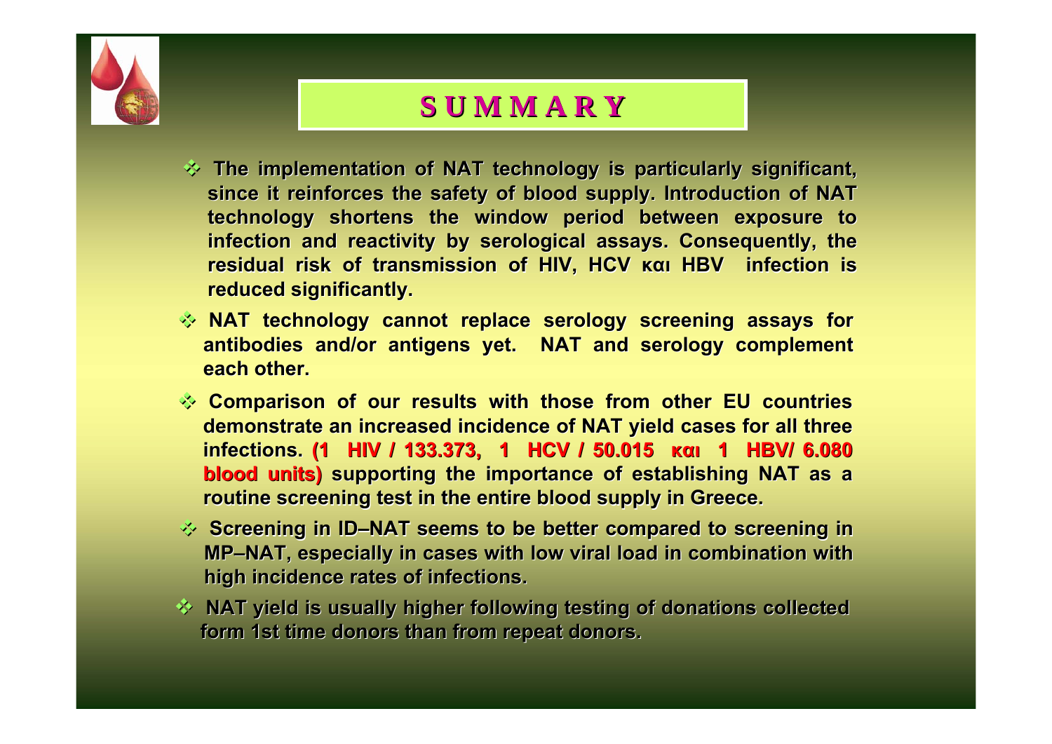# SUMMARY

- The implementation of NAT technology is particularly significant, since it reinforces the safety of blood supply. Introduction of NAT technology shortens the window period between exposure to infection and reactivity by serological assays. Consequently, the residual risk of transmission of HIV, HCV και HBV infection is reduced significantly.
- NAT technology cannot replace serology screening assays for antibodies and/or antigens yet. NAT and serology complement each other.
- Comparison of our results with those from other EU countries demonstrate an increased incidence of NAT yield cases for all three infections. **(1 HIV / 133.373, 1 HCV / 50.015 και 1 HBV/ 6.080 blood units)** supporting the importance of establishing NAT as a routine screening test in the entire blood supply in Greece.
- Screening in ID–NAT seems to be better compared to screening in MP–NAT, especially in cases with low viral load in combination with high incidence rates of infections.
- NAT yield is usually higher following testing of donations collected form 1st time donors than from repeat donors.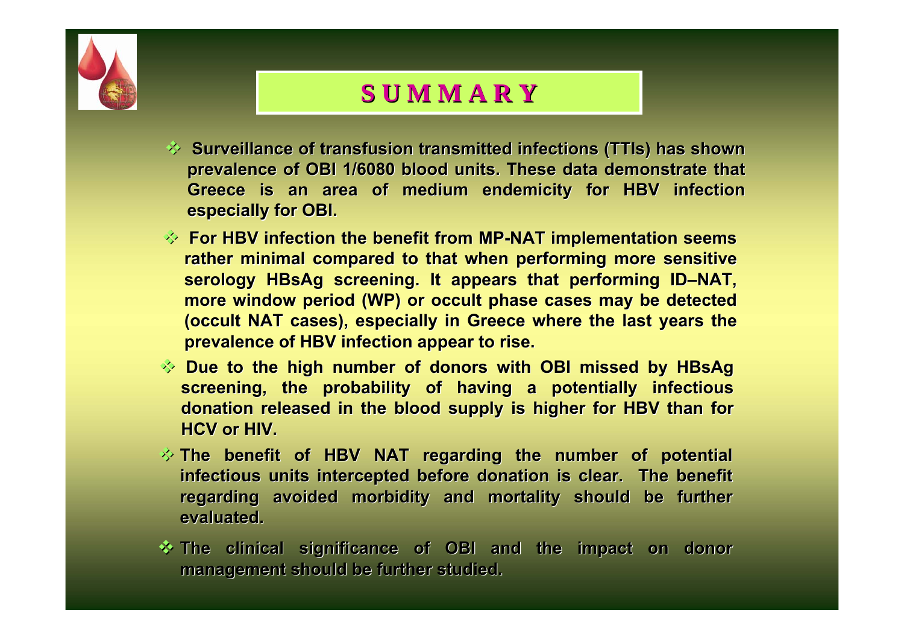# SUMMARY

- Surveillance of transfusion transmitted infections (TTIs) has shown prevalence of OBI 1/6080 blood units. These data demonstrate that Greece is an area of medium endemicity for HBV infection especially for OBI.
- For HBV infection the benefit from MP-NAT implementation seems rather minimal compared to that when performing more sensitive serology HBsAg screening. It appears that performing ID–NAT, more window period (WP) or occult phase cases may be detected (occult NAT cases), especially in Greece where the last years the prevalence of HBV infection appear to rise.
- Due to the high number of donors with OBI missed by HBsAg screening, the probability of having a potentially infectious donation released in the blood supply is higher for HBV than for HCV or HIV.
- The benefit of HBV NAT regarding the number of potential infectious units intercepted before donation is clear. The benefit regarding avoided morbidity and mortality should be further evaluated.
- The clinical significance of OBI and the impact on donor management should be further studied.